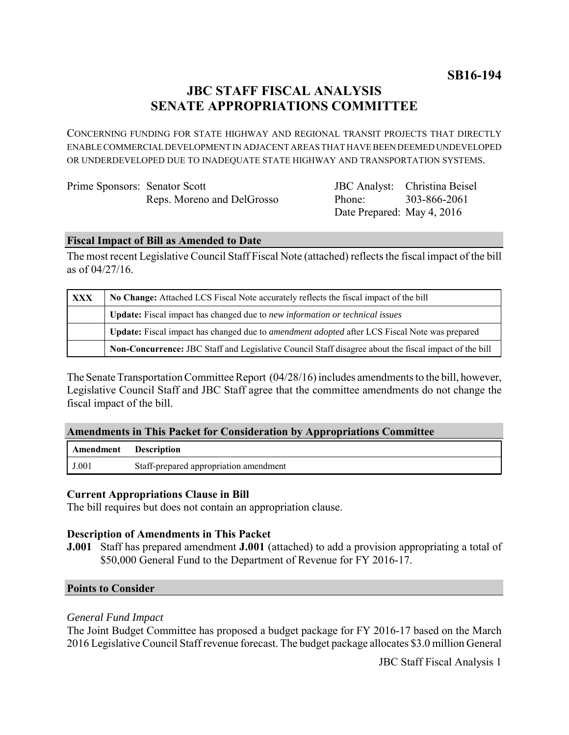**SB16-194**

# JBC STAFF FISCAL ANALYSIS
# SENATE APPROPRIATIONS COMMITTEE

CONCERNING FUNDING FOR STATE HIGHWAY AND REGIONAL TRANSIT PROJECTS THAT DIRECTLY ENABLE COMMERCIAL DEVELOPMENT IN ADJACENT AREAS THAT HAVE BEEN DEEMED UNDEVELOPED OR UNDERDEVELOPED DUE TO INADEQUATE STATE HIGHWAY AND TRANSPORTATION SYSTEMS.

Prime Sponsors: Senator Scott
Reps. Moreno and DelGrosso

JBC Analyst: Christina Beisel
Phone: 303-866-2061
Date Prepared: May 4, 2016

## Fiscal Impact of Bill as Amended to Date

The most recent Legislative Council Staff Fiscal Note (attached) reflects the fiscal impact of the bill as of 04/27/16.

| | |
|---|---|
| XXX | **No Change:** Attached LCS Fiscal Note accurately reflects the fiscal impact of the bill |
| | **Update:** Fiscal impact has changed due to *new information or technical issues* |
| | **Update:** Fiscal impact has changed due to *amendment adopted* after LCS Fiscal Note was prepared |
| | **Non-Concurrence:** JBC Staff and Legislative Council Staff disagree about the fiscal impact of the bill |

The Senate Transportation Committee Report (04/28/16) includes amendments to the bill, however, Legislative Council Staff and JBC Staff agree that the committee amendments do not change the fiscal impact of the bill.

## Amendments in This Packet for Consideration by Appropriations Committee

| Amendment | Description |
|---|---|
| J.001 | Staff-prepared appropriation amendment |

### Current Appropriations Clause in Bill

The bill requires but does not contain an appropriation clause.

### Description of Amendments in This Packet

**J.001** Staff has prepared amendment **J.001** (attached) to add a provision appropriating a total of $50,000 General Fund to the Department of Revenue for FY 2016-17.

## Points to Consider

*General Fund Impact*

The Joint Budget Committee has proposed a budget package for FY 2016-17 based on the March 2016 Legislative Council Staff revenue forecast. The budget package allocates $3.0 million General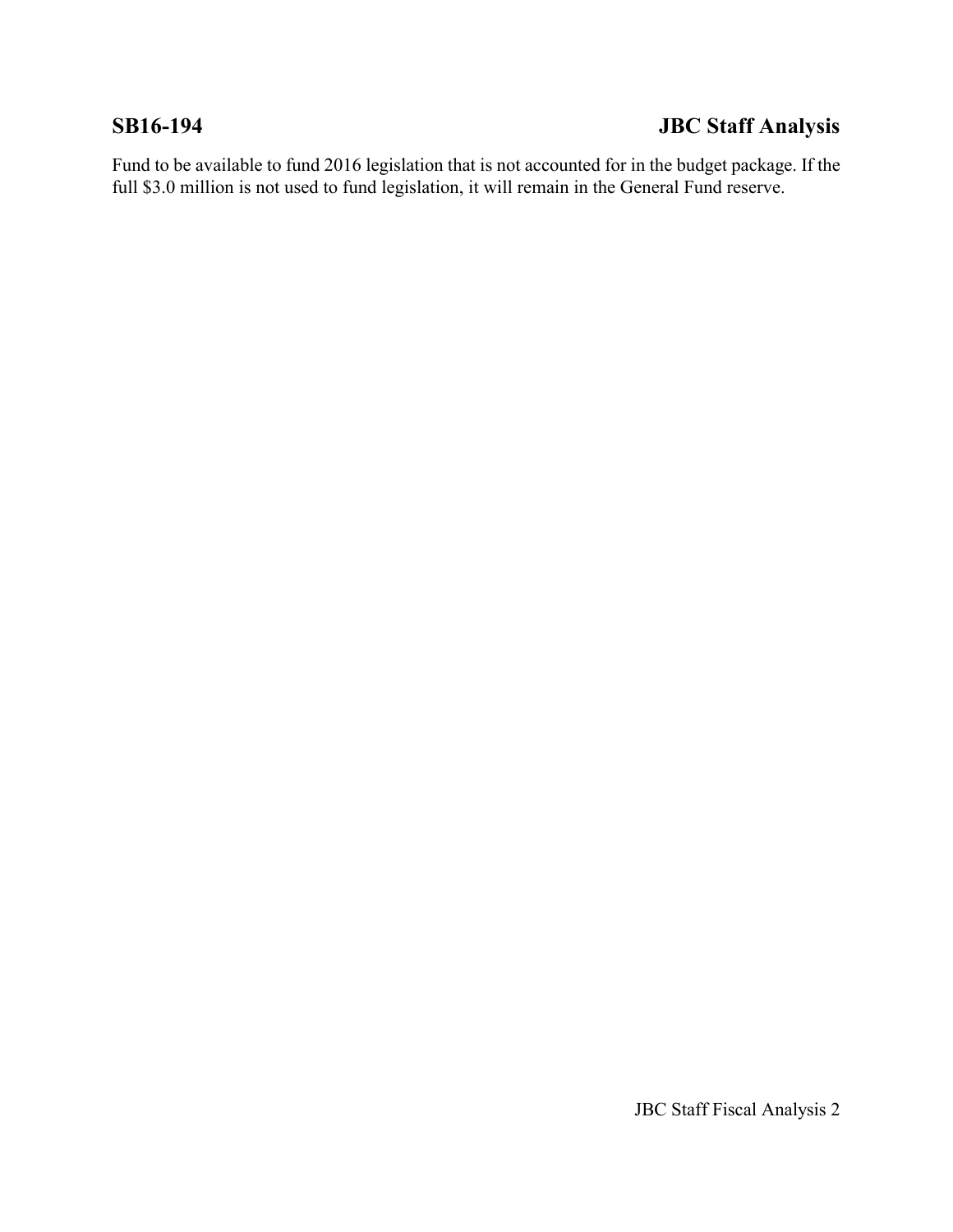Fund to be available to fund 2016 legislation that is not accounted for in the budget package. If the full $3.0 million is not used to fund legislation, it will remain in the General Fund reserve.